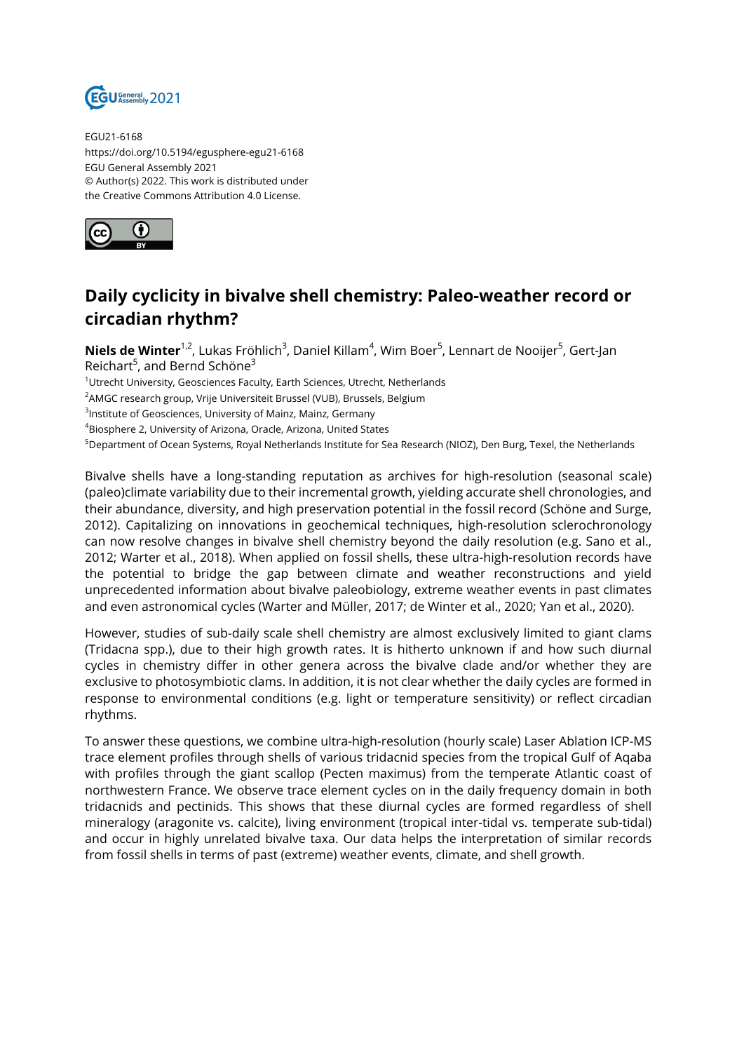EGU21-6168
https://doi.org/10.5194/egusphere-egu21-6168
EGU General Assembly 2021
© Author(s) 2022. This work is distributed under
the Creative Commons Attribution 4.0 License.

# Daily cyclicity in bivalve shell chemistry: Paleo-weather record or circadian rhythm?

**Niels de Winter**[1,2], Lukas Fröhlich[3], Daniel Killam[4], Wim Boer[5], Lennart de Nooijer[5], Gert-Jan Reichart[5], and Bernd Schöne[3]

[1]Utrecht University, Geosciences Faculty, Earth Sciences, Utrecht, Netherlands
[2]AMGC research group, Vrije Universiteit Brussel (VUB), Brussels, Belgium
[3]Institute of Geosciences, University of Mainz, Mainz, Germany
[4]Biosphere 2, University of Arizona, Oracle, Arizona, United States
[5]Department of Ocean Systems, Royal Netherlands Institute for Sea Research (NIOZ), Den Burg, Texel, the Netherlands

Bivalve shells have a long-standing reputation as archives for high-resolution (seasonal scale) (paleo)climate variability due to their incremental growth, yielding accurate shell chronologies, and their abundance, diversity, and high preservation potential in the fossil record (Schöne and Surge, 2012). Capitalizing on innovations in geochemical techniques, high-resolution sclerochronology can now resolve changes in bivalve shell chemistry beyond the daily resolution (e.g. Sano et al., 2012; Warter et al., 2018). When applied on fossil shells, these ultra-high-resolution records have the potential to bridge the gap between climate and weather reconstructions and yield unprecedented information about bivalve paleobiology, extreme weather events in past climates and even astronomical cycles (Warter and Müller, 2017; de Winter et al., 2020; Yan et al., 2020).

However, studies of sub-daily scale shell chemistry are almost exclusively limited to giant clams (Tridacna spp.), due to their high growth rates. It is hitherto unknown if and how such diurnal cycles in chemistry differ in other genera across the bivalve clade and/or whether they are exclusive to photosymbiotic clams. In addition, it is not clear whether the daily cycles are formed in response to environmental conditions (e.g. light or temperature sensitivity) or reflect circadian rhythms.

To answer these questions, we combine ultra-high-resolution (hourly scale) Laser Ablation ICP-MS trace element profiles through shells of various tridacnid species from the tropical Gulf of Aqaba with profiles through the giant scallop (Pecten maximus) from the temperate Atlantic coast of northwestern France. We observe trace element cycles on in the daily frequency domain in both tridacnids and pectinids. This shows that these diurnal cycles are formed regardless of shell mineralogy (aragonite vs. calcite), living environment (tropical inter-tidal vs. temperate sub-tidal) and occur in highly unrelated bivalve taxa. Our data helps the interpretation of similar records from fossil shells in terms of past (extreme) weather events, climate, and shell growth.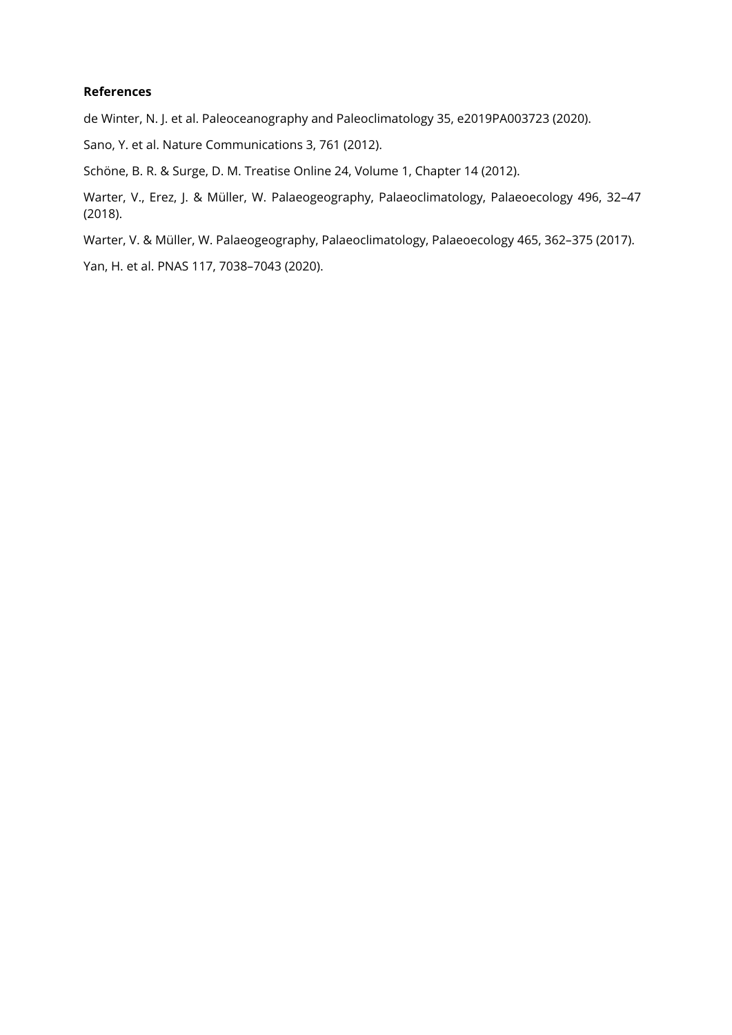**References**

de Winter, N. J. et al. Paleoceanography and Paleoclimatology 35, e2019PA003723 (2020).

Sano, Y. et al. Nature Communications 3, 761 (2012).

Schöne, B. R. & Surge, D. M. Treatise Online 24, Volume 1, Chapter 14 (2012).

Warter, V., Erez, J. & Müller, W. Palaeogeography, Palaeoclimatology, Palaeoecology 496, 32–47 (2018).

Warter, V. & Müller, W. Palaeogeography, Palaeoclimatology, Palaeoecology 465, 362–375 (2017).

Yan, H. et al. PNAS 117, 7038–7043 (2020).